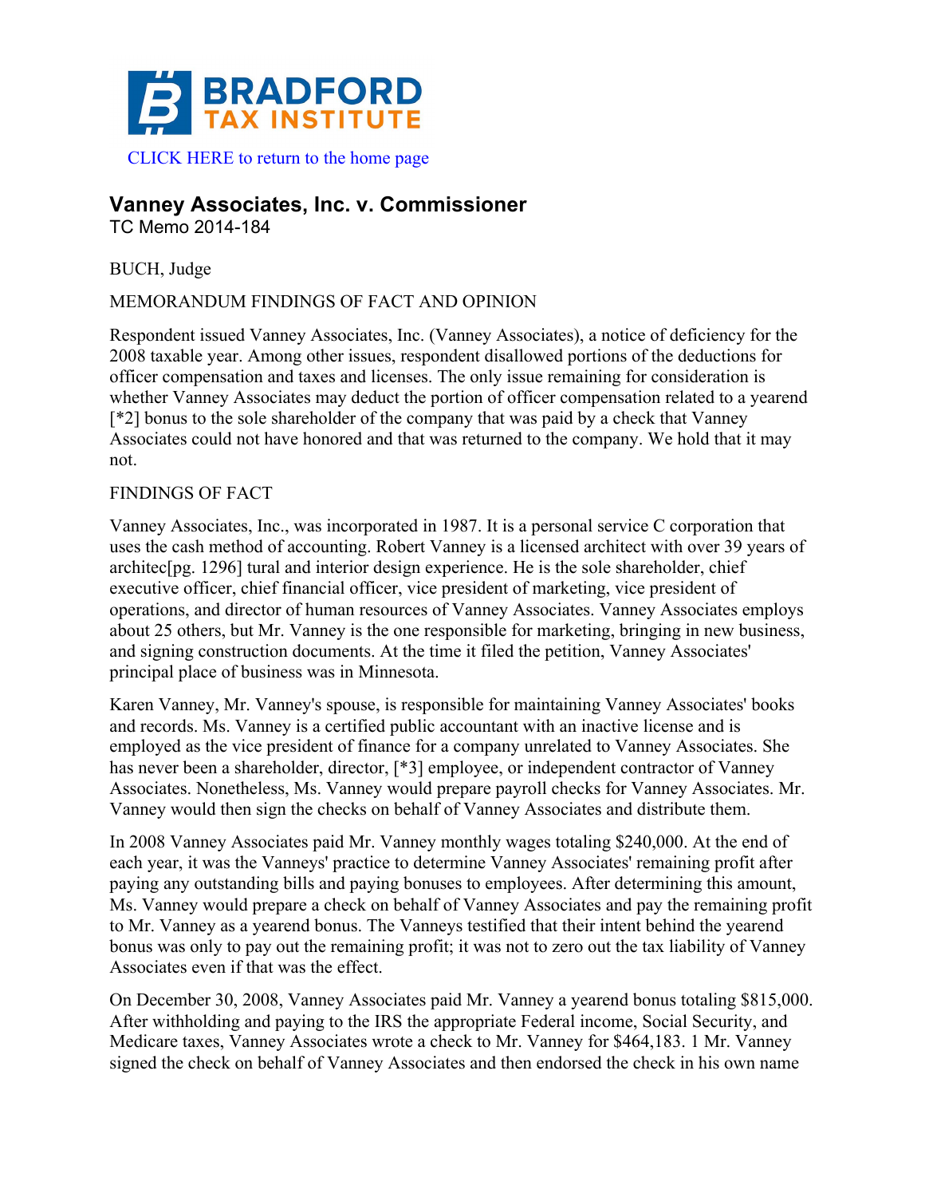CLICK HERE to return to the home page

# Vanney Associates, Inc. v. Commissioner

TC Memo 2014-184

BUCH, Judge

MEMORANDUM FINDINGS OF FACT AND OPINION

Respondent issued Vanney Associates, Inc. (Vanney Associates), a notice of deficiency for the 2008 taxable year. Among other issues, respondent disallowed portions of the deductions for officer compensation and taxes and licenses. The only issue remaining for consideration is whether Vanney Associates may deduct the portion of officer compensation related to a yearend [*2] bonus to the sole shareholder of the company that was paid by a check that Vanney Associates could not have honored and that was returned to the company. We hold that it may not.

FINDINGS OF FACT

Vanney Associates, Inc., was incorporated in 1987. It is a personal service C corporation that uses the cash method of accounting. Robert Vanney is a licensed architect with over 39 years of architec[pg. 1296] tural and interior design experience. He is the sole shareholder, chief executive officer, chief financial officer, vice president of marketing, vice president of operations, and director of human resources of Vanney Associates. Vanney Associates employs about 25 others, but Mr. Vanney is the one responsible for marketing, bringing in new business, and signing construction documents. At the time it filed the petition, Vanney Associates' principal place of business was in Minnesota.

Karen Vanney, Mr. Vanney's spouse, is responsible for maintaining Vanney Associates' books and records. Ms. Vanney is a certified public accountant with an inactive license and is employed as the vice president of finance for a company unrelated to Vanney Associates. She has never been a shareholder, director, [*3] employee, or independent contractor of Vanney Associates. Nonetheless, Ms. Vanney would prepare payroll checks for Vanney Associates. Mr. Vanney would then sign the checks on behalf of Vanney Associates and distribute them.

In 2008 Vanney Associates paid Mr. Vanney monthly wages totaling $240,000. At the end of each year, it was the Vanneys' practice to determine Vanney Associates' remaining profit after paying any outstanding bills and paying bonuses to employees. After determining this amount, Ms. Vanney would prepare a check on behalf of Vanney Associates and pay the remaining profit to Mr. Vanney as a yearend bonus. The Vanneys testified that their intent behind the yearend bonus was only to pay out the remaining profit; it was not to zero out the tax liability of Vanney Associates even if that was the effect.

On December 30, 2008, Vanney Associates paid Mr. Vanney a yearend bonus totaling $815,000. After withholding and paying to the IRS the appropriate Federal income, Social Security, and Medicare taxes, Vanney Associates wrote a check to Mr. Vanney for $464,183. 1 Mr. Vanney signed the check on behalf of Vanney Associates and then endorsed the check in his own name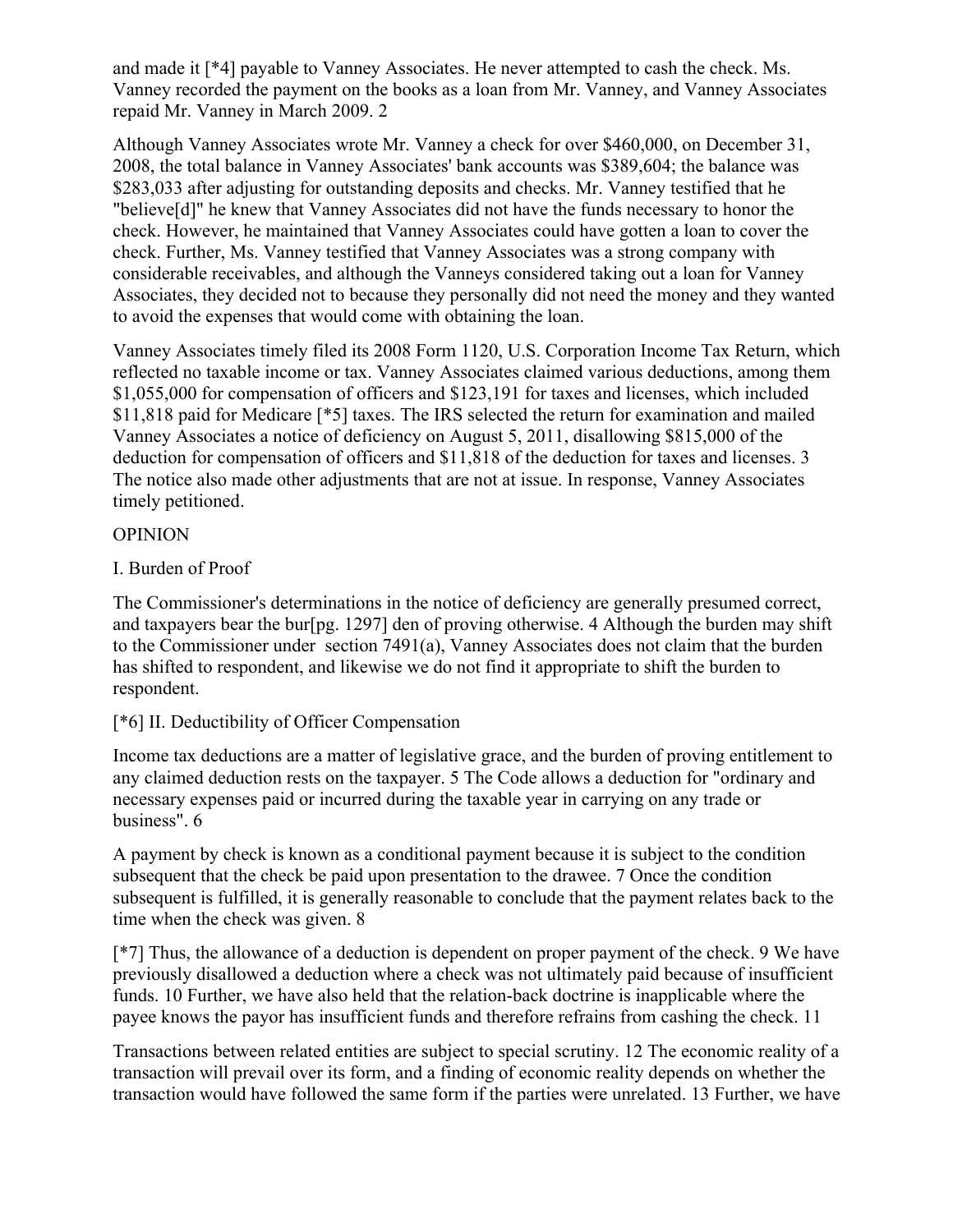and made it [*4] payable to Vanney Associates. He never attempted to cash the check. Ms. Vanney recorded the payment on the books as a loan from Mr. Vanney, and Vanney Associates repaid Mr. Vanney in March 2009. 2

Although Vanney Associates wrote Mr. Vanney a check for over $460,000, on December 31, 2008, the total balance in Vanney Associates' bank accounts was $389,604; the balance was $283,033 after adjusting for outstanding deposits and checks. Mr. Vanney testified that he "believe[d]" he knew that Vanney Associates did not have the funds necessary to honor the check. However, he maintained that Vanney Associates could have gotten a loan to cover the check. Further, Ms. Vanney testified that Vanney Associates was a strong company with considerable receivables, and although the Vanneys considered taking out a loan for Vanney Associates, they decided not to because they personally did not need the money and they wanted to avoid the expenses that would come with obtaining the loan.

Vanney Associates timely filed its 2008 Form 1120, U.S. Corporation Income Tax Return, which reflected no taxable income or tax. Vanney Associates claimed various deductions, among them $1,055,000 for compensation of officers and $123,191 for taxes and licenses, which included $11,818 paid for Medicare [*5] taxes. The IRS selected the return for examination and mailed Vanney Associates a notice of deficiency on August 5, 2011, disallowing $815,000 of the deduction for compensation of officers and $11,818 of the deduction for taxes and licenses. 3 The notice also made other adjustments that are not at issue. In response, Vanney Associates timely petitioned.

## OPINION

### I. Burden of Proof

The Commissioner's determinations in the notice of deficiency are generally presumed correct, and taxpayers bear the bur[pg. 1297] den of proving otherwise. 4 Although the burden may shift to the Commissioner under section 7491(a), Vanney Associates does not claim that the burden has shifted to respondent, and likewise we do not find it appropriate to shift the burden to respondent.

### [*6] II. Deductibility of Officer Compensation

Income tax deductions are a matter of legislative grace, and the burden of proving entitlement to any claimed deduction rests on the taxpayer. 5 The Code allows a deduction for "ordinary and necessary expenses paid or incurred during the taxable year in carrying on any trade or business". 6

A payment by check is known as a conditional payment because it is subject to the condition subsequent that the check be paid upon presentation to the drawee. 7 Once the condition subsequent is fulfilled, it is generally reasonable to conclude that the payment relates back to the time when the check was given. 8

[*7] Thus, the allowance of a deduction is dependent on proper payment of the check. 9 We have previously disallowed a deduction where a check was not ultimately paid because of insufficient funds. 10 Further, we have also held that the relation-back doctrine is inapplicable where the payee knows the payor has insufficient funds and therefore refrains from cashing the check. 11

Transactions between related entities are subject to special scrutiny. 12 The economic reality of a transaction will prevail over its form, and a finding of economic reality depends on whether the transaction would have followed the same form if the parties were unrelated. 13 Further, we have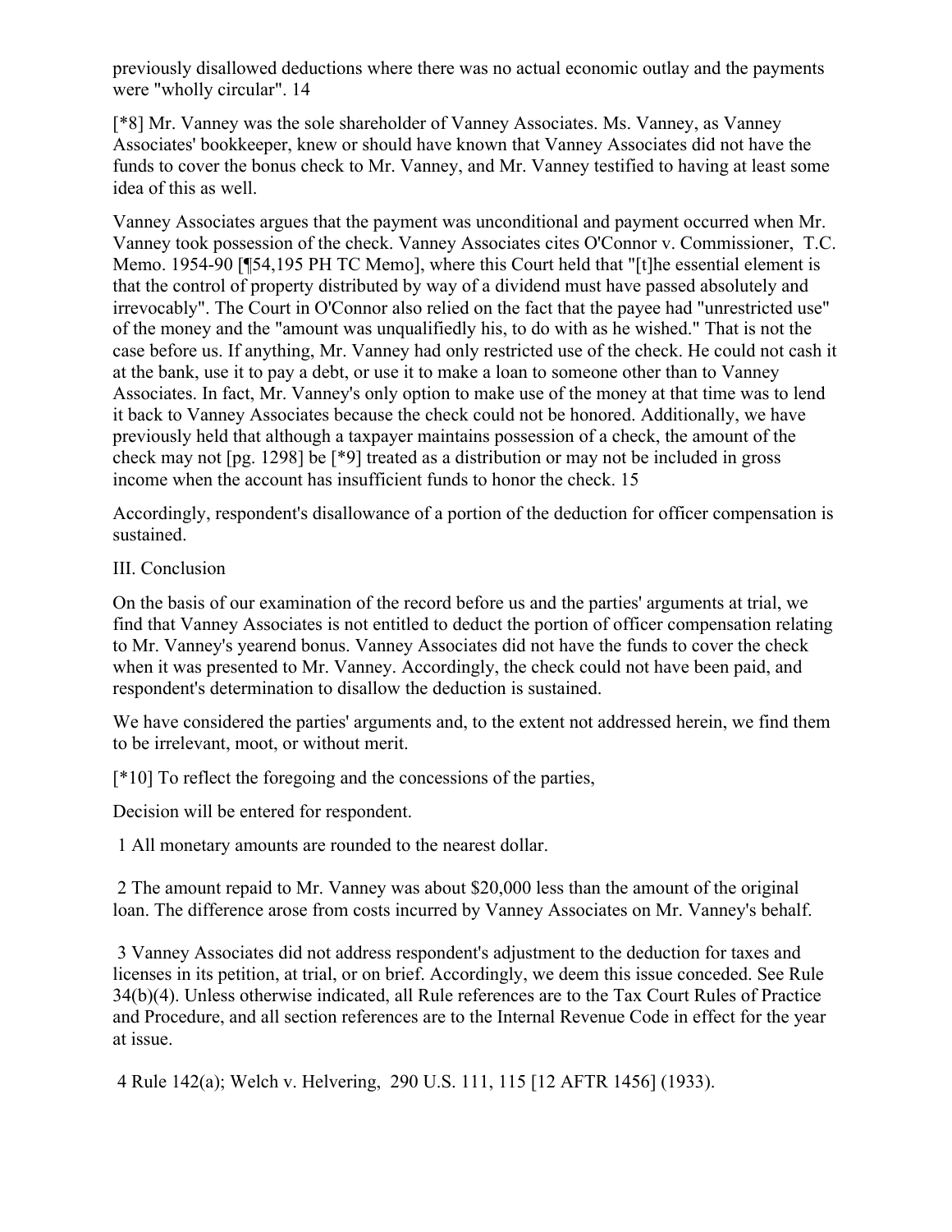previously disallowed deductions where there was no actual economic outlay and the payments were "wholly circular". 14

[*8] Mr. Vanney was the sole shareholder of Vanney Associates. Ms. Vanney, as Vanney Associates' bookkeeper, knew or should have known that Vanney Associates did not have the funds to cover the bonus check to Mr. Vanney, and Mr. Vanney testified to having at least some idea of this as well.

Vanney Associates argues that the payment was unconditional and payment occurred when Mr. Vanney took possession of the check. Vanney Associates cites O'Connor v. Commissioner, T.C. Memo. 1954-90 [¶54,195 PH TC Memo], where this Court held that "[t]he essential element is that the control of property distributed by way of a dividend must have passed absolutely and irrevocably". The Court in O'Connor also relied on the fact that the payee had "unrestricted use" of the money and the "amount was unqualifiedly his, to do with as he wished." That is not the case before us. If anything, Mr. Vanney had only restricted use of the check. He could not cash it at the bank, use it to pay a debt, or use it to make a loan to someone other than to Vanney Associates. In fact, Mr. Vanney's only option to make use of the money at that time was to lend it back to Vanney Associates because the check could not be honored. Additionally, we have previously held that although a taxpayer maintains possession of a check, the amount of the check may not [pg. 1298] be [*9] treated as a distribution or may not be included in gross income when the account has insufficient funds to honor the check. 15

Accordingly, respondent's disallowance of a portion of the deduction for officer compensation is sustained.

III. Conclusion

On the basis of our examination of the record before us and the parties' arguments at trial, we find that Vanney Associates is not entitled to deduct the portion of officer compensation relating to Mr. Vanney's yearend bonus. Vanney Associates did not have the funds to cover the check when it was presented to Mr. Vanney. Accordingly, the check could not have been paid, and respondent's determination to disallow the deduction is sustained.

We have considered the parties' arguments and, to the extent not addressed herein, we find them to be irrelevant, moot, or without merit.

[*10] To reflect the foregoing and the concessions of the parties,

Decision will be entered for respondent.

1 All monetary amounts are rounded to the nearest dollar.

2 The amount repaid to Mr. Vanney was about $20,000 less than the amount of the original loan. The difference arose from costs incurred by Vanney Associates on Mr. Vanney's behalf.

3 Vanney Associates did not address respondent's adjustment to the deduction for taxes and licenses in its petition, at trial, or on brief. Accordingly, we deem this issue conceded. See Rule 34(b)(4). Unless otherwise indicated, all Rule references are to the Tax Court Rules of Practice and Procedure, and all section references are to the Internal Revenue Code in effect for the year at issue.

4 Rule 142(a); Welch v. Helvering, 290 U.S. 111, 115 [12 AFTR 1456] (1933).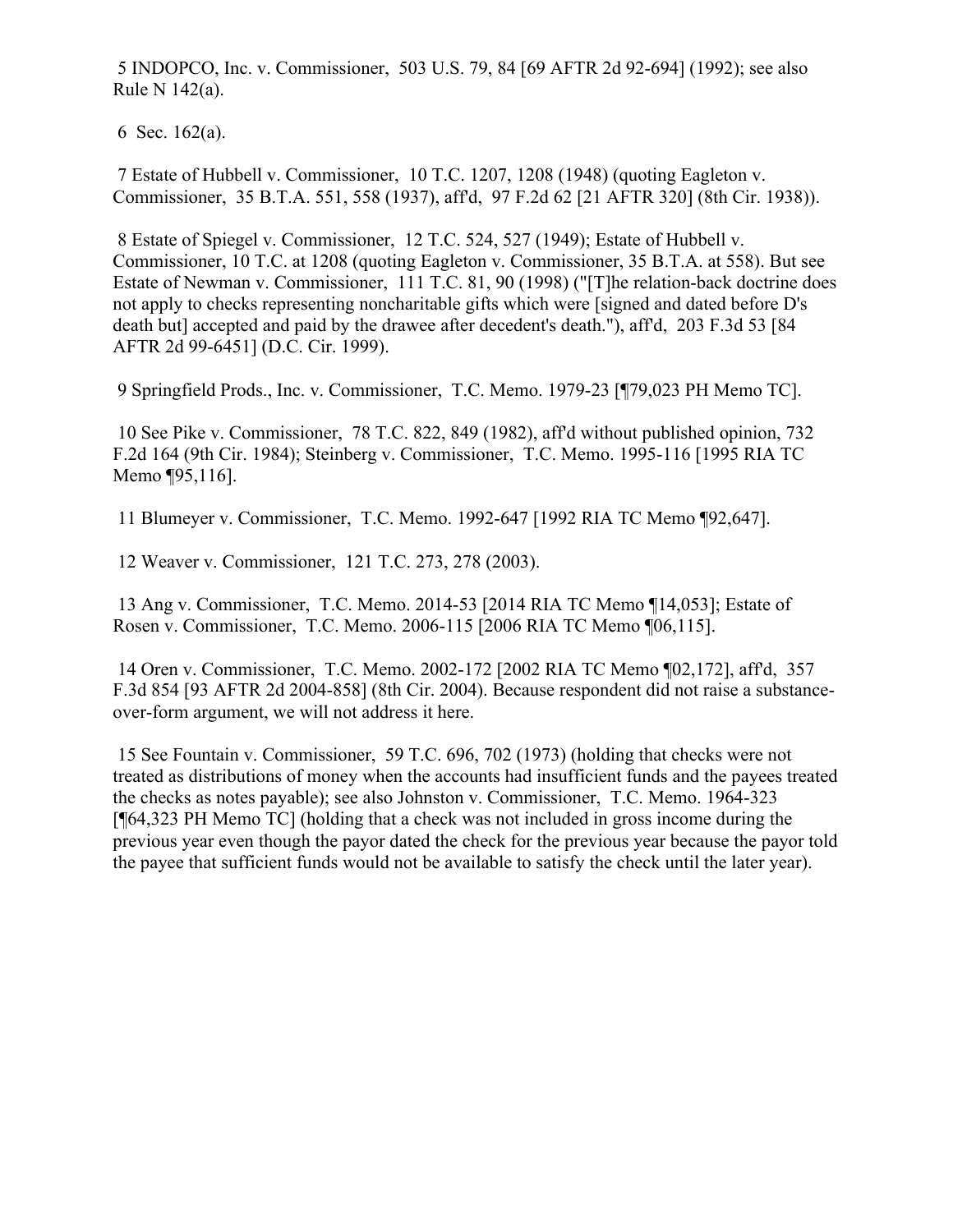5 INDOPCO, Inc. v. Commissioner, 503 U.S. 79, 84 [69 AFTR 2d 92-694] (1992); see also Rule N 142(a).

6 Sec. 162(a).

7 Estate of Hubbell v. Commissioner, 10 T.C. 1207, 1208 (1948) (quoting Eagleton v. Commissioner, 35 B.T.A. 551, 558 (1937), aff'd, 97 F.2d 62 [21 AFTR 320] (8th Cir. 1938)).

8 Estate of Spiegel v. Commissioner, 12 T.C. 524, 527 (1949); Estate of Hubbell v. Commissioner, 10 T.C. at 1208 (quoting Eagleton v. Commissioner, 35 B.T.A. at 558). But see Estate of Newman v. Commissioner, 111 T.C. 81, 90 (1998) ("[T]he relation-back doctrine does not apply to checks representing noncharitable gifts which were [signed and dated before D's death but] accepted and paid by the drawee after decedent's death."), aff'd, 203 F.3d 53 [84 AFTR 2d 99-6451] (D.C. Cir. 1999).

9 Springfield Prods., Inc. v. Commissioner, T.C. Memo. 1979-23 [¶79,023 PH Memo TC].

10 See Pike v. Commissioner, 78 T.C. 822, 849 (1982), aff'd without published opinion, 732 F.2d 164 (9th Cir. 1984); Steinberg v. Commissioner, T.C. Memo. 1995-116 [1995 RIA TC Memo ¶95,116].

11 Blumeyer v. Commissioner, T.C. Memo. 1992-647 [1992 RIA TC Memo ¶92,647].

12 Weaver v. Commissioner, 121 T.C. 273, 278 (2003).

13 Ang v. Commissioner, T.C. Memo. 2014-53 [2014 RIA TC Memo ¶14,053]; Estate of Rosen v. Commissioner, T.C. Memo. 2006-115 [2006 RIA TC Memo ¶06,115].

14 Oren v. Commissioner, T.C. Memo. 2002-172 [2002 RIA TC Memo ¶02,172], aff'd, 357 F.3d 854 [93 AFTR 2d 2004-858] (8th Cir. 2004). Because respondent did not raise a substance-over-form argument, we will not address it here.

15 See Fountain v. Commissioner, 59 T.C. 696, 702 (1973) (holding that checks were not treated as distributions of money when the accounts had insufficient funds and the payees treated the checks as notes payable); see also Johnston v. Commissioner, T.C. Memo. 1964-323 [¶64,323 PH Memo TC] (holding that a check was not included in gross income during the previous year even though the payor dated the check for the previous year because the payor told the payee that sufficient funds would not be available to satisfy the check until the later year).